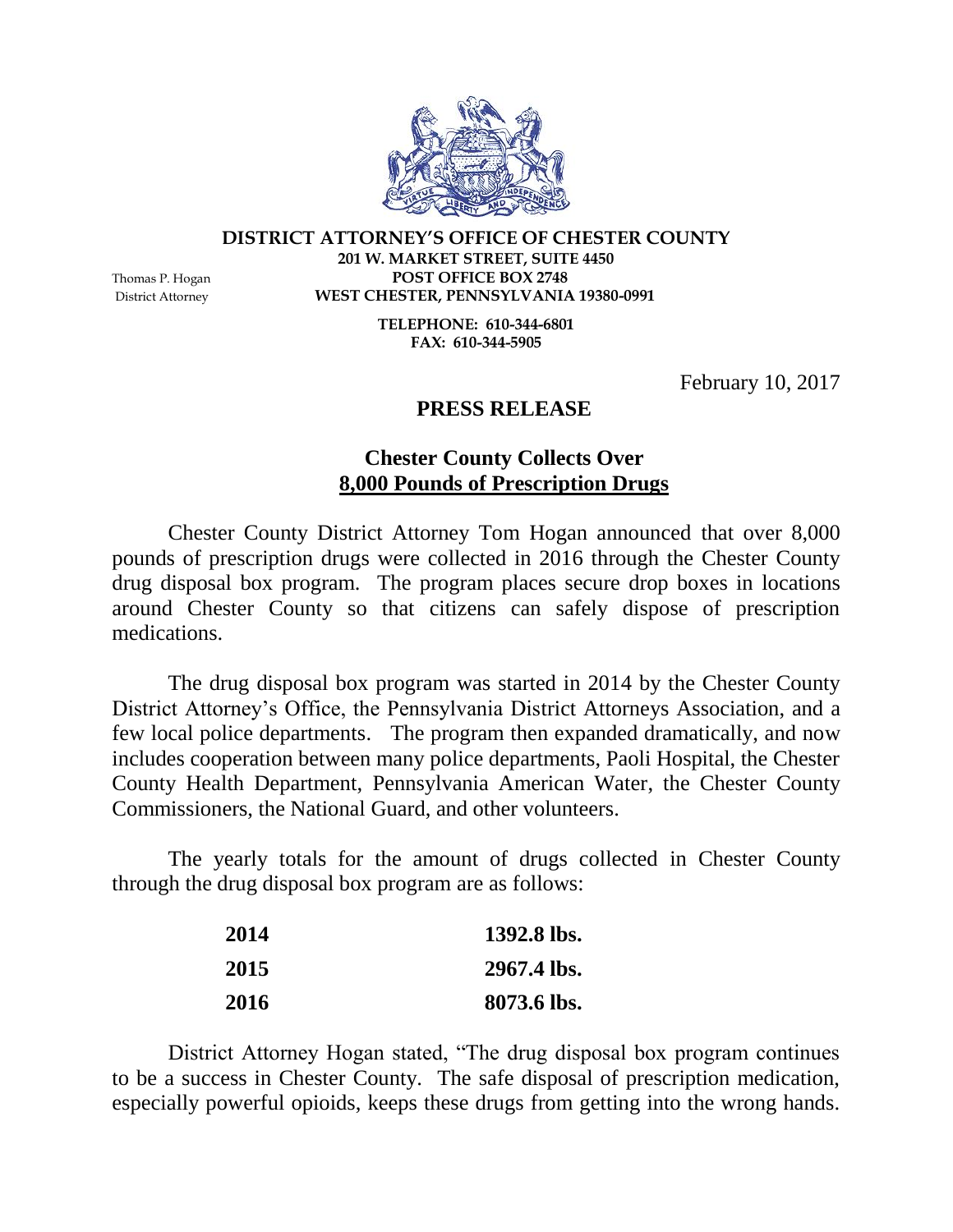**DISTRICT ATTORNEY'S OFFICE OF CHESTER COUNTY**
**201 W. MARKET STREET, SUITE 4450**
**POST OFFICE BOX 2748**
**WEST CHESTER, PENNSYLVANIA 19380-0991**

Thomas P. Hogan
District Attorney

**TELEPHONE: 610-344-6801**
**FAX: 610-344-5905**

February 10, 2017

## PRESS RELEASE

### Chester County Collects Over 8,000 Pounds of Prescription Drugs

Chester County District Attorney Tom Hogan announced that over 8,000 pounds of prescription drugs were collected in 2016 through the Chester County drug disposal box program. The program places secure drop boxes in locations around Chester County so that citizens can safely dispose of prescription medications.

The drug disposal box program was started in 2014 by the Chester County District Attorney's Office, the Pennsylvania District Attorneys Association, and a few local police departments. The program then expanded dramatically, and now includes cooperation between many police departments, Paoli Hospital, the Chester County Health Department, Pennsylvania American Water, the Chester County Commissioners, the National Guard, and other volunteers.

The yearly totals for the amount of drugs collected in Chester County through the drug disposal box program are as follows:

| Year | Amount |
|---|---|
| **2014** | **1392.8 lbs.** |
| **2015** | **2967.4 lbs.** |
| **2016** | **8073.6 lbs.** |

District Attorney Hogan stated, "The drug disposal box program continues to be a success in Chester County. The safe disposal of prescription medication, especially powerful opioids, keeps these drugs from getting into the wrong hands.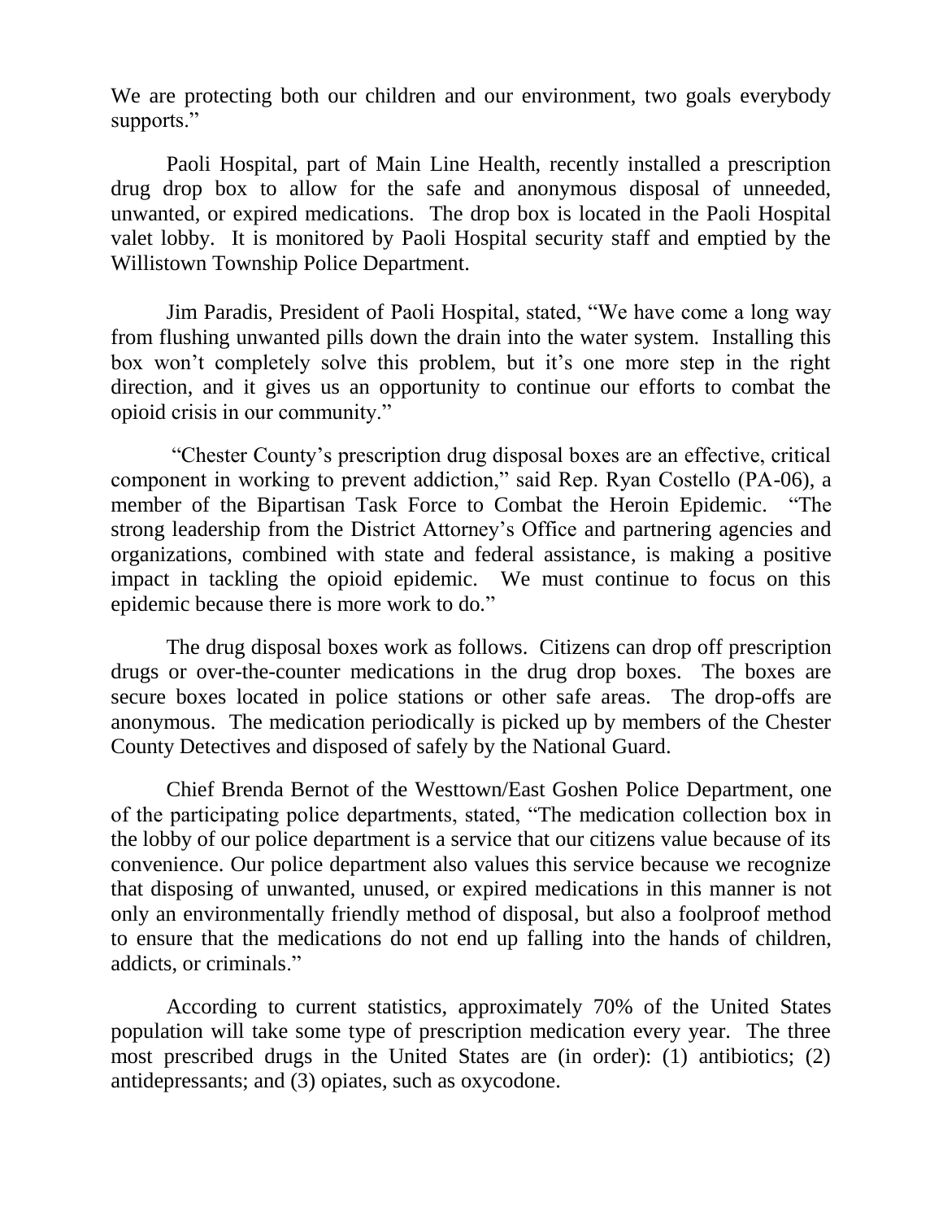We are protecting both our children and our environment, two goals everybody supports."

Paoli Hospital, part of Main Line Health, recently installed a prescription drug drop box to allow for the safe and anonymous disposal of unneeded, unwanted, or expired medications. The drop box is located in the Paoli Hospital valet lobby. It is monitored by Paoli Hospital security staff and emptied by the Willistown Township Police Department.

Jim Paradis, President of Paoli Hospital, stated, "We have come a long way from flushing unwanted pills down the drain into the water system. Installing this box won't completely solve this problem, but it's one more step in the right direction, and it gives us an opportunity to continue our efforts to combat the opioid crisis in our community."

"Chester County's prescription drug disposal boxes are an effective, critical component in working to prevent addiction," said Rep. Ryan Costello (PA-06), a member of the Bipartisan Task Force to Combat the Heroin Epidemic. "The strong leadership from the District Attorney's Office and partnering agencies and organizations, combined with state and federal assistance, is making a positive impact in tackling the opioid epidemic. We must continue to focus on this epidemic because there is more work to do."

The drug disposal boxes work as follows. Citizens can drop off prescription drugs or over-the-counter medications in the drug drop boxes. The boxes are secure boxes located in police stations or other safe areas. The drop-offs are anonymous. The medication periodically is picked up by members of the Chester County Detectives and disposed of safely by the National Guard.

Chief Brenda Bernot of the Westtown/East Goshen Police Department, one of the participating police departments, stated, "The medication collection box in the lobby of our police department is a service that our citizens value because of its convenience. Our police department also values this service because we recognize that disposing of unwanted, unused, or expired medications in this manner is not only an environmentally friendly method of disposal, but also a foolproof method to ensure that the medications do not end up falling into the hands of children, addicts, or criminals."

According to current statistics, approximately 70% of the United States population will take some type of prescription medication every year. The three most prescribed drugs in the United States are (in order): (1) antibiotics; (2) antidepressants; and (3) opiates, such as oxycodone.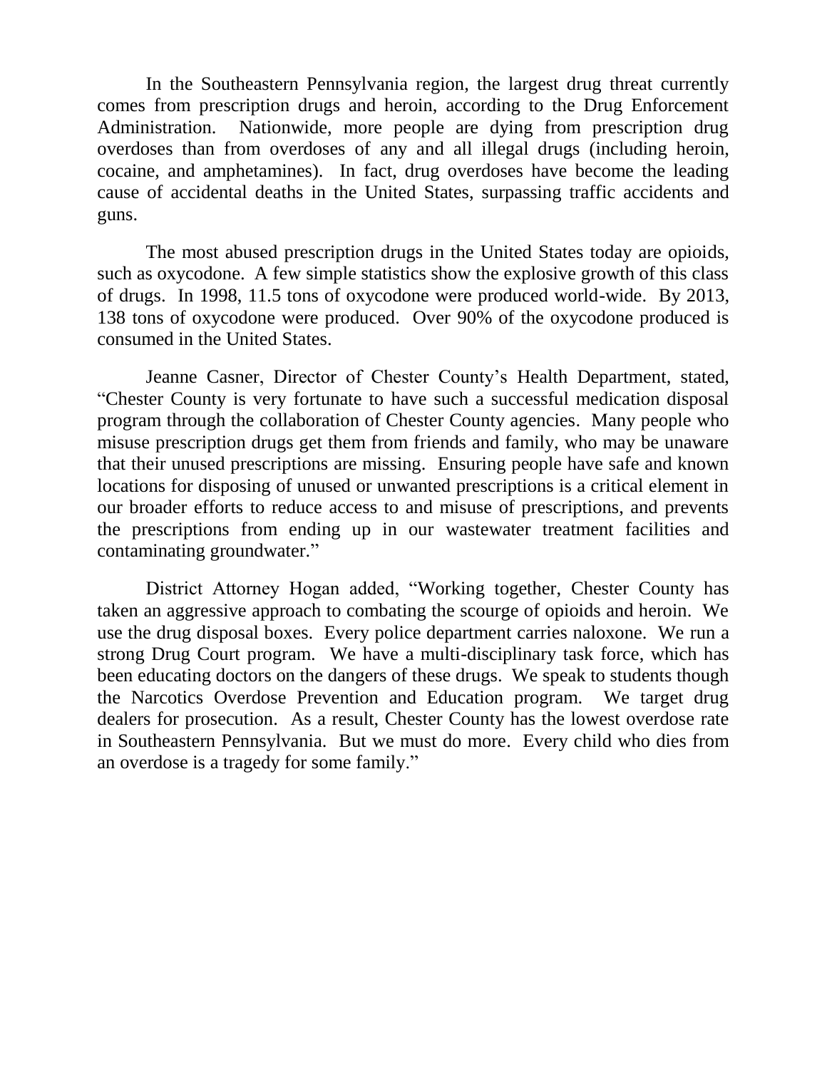In the Southeastern Pennsylvania region, the largest drug threat currently comes from prescription drugs and heroin, according to the Drug Enforcement Administration. Nationwide, more people are dying from prescription drug overdoses than from overdoses of any and all illegal drugs (including heroin, cocaine, and amphetamines). In fact, drug overdoses have become the leading cause of accidental deaths in the United States, surpassing traffic accidents and guns.

The most abused prescription drugs in the United States today are opioids, such as oxycodone. A few simple statistics show the explosive growth of this class of drugs. In 1998, 11.5 tons of oxycodone were produced world-wide. By 2013, 138 tons of oxycodone were produced. Over 90% of the oxycodone produced is consumed in the United States.

Jeanne Casner, Director of Chester County's Health Department, stated, "Chester County is very fortunate to have such a successful medication disposal program through the collaboration of Chester County agencies. Many people who misuse prescription drugs get them from friends and family, who may be unaware that their unused prescriptions are missing. Ensuring people have safe and known locations for disposing of unused or unwanted prescriptions is a critical element in our broader efforts to reduce access to and misuse of prescriptions, and prevents the prescriptions from ending up in our wastewater treatment facilities and contaminating groundwater."

District Attorney Hogan added, "Working together, Chester County has taken an aggressive approach to combating the scourge of opioids and heroin. We use the drug disposal boxes. Every police department carries naloxone. We run a strong Drug Court program. We have a multi-disciplinary task force, which has been educating doctors on the dangers of these drugs. We speak to students though the Narcotics Overdose Prevention and Education program. We target drug dealers for prosecution. As a result, Chester County has the lowest overdose rate in Southeastern Pennsylvania. But we must do more. Every child who dies from an overdose is a tragedy for some family."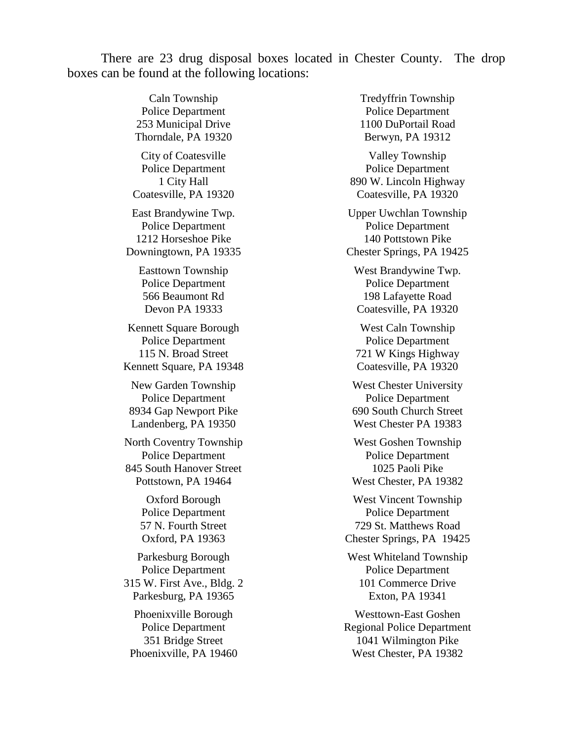There are 23 drug disposal boxes located in Chester County. The drop boxes can be found at the following locations:

Caln Township
Police Department
253 Municipal Drive
Thorndale, PA 19320

City of Coatesville
Police Department
1 City Hall
Coatesville, PA 19320

East Brandywine Twp.
Police Department
1212 Horseshoe Pike
Downingtown, PA 19335

Easttown Township
Police Department
566 Beaumont Rd
Devon PA 19333

Kennett Square Borough
Police Department
115 N. Broad Street
Kennett Square, PA 19348

New Garden Township
Police Department
8934 Gap Newport Pike
Landenberg, PA 19350

North Coventry Township
Police Department
845 South Hanover Street
Pottstown, PA 19464

Oxford Borough
Police Department
57 N. Fourth Street
Oxford, PA 19363

Parkesburg Borough
Police Department
315 W. First Ave., Bldg. 2
Parkesburg, PA 19365

Phoenixville Borough
Police Department
351 Bridge Street
Phoenixville, PA 19460

Tredyffrin Township
Police Department
1100 DuPortail Road
Berwyn, PA 19312

Valley Township
Police Department
890 W. Lincoln Highway
Coatesville, PA 19320

Upper Uwchlan Township
Police Department
140 Pottstown Pike
Chester Springs, PA 19425

West Brandywine Twp.
Police Department
198 Lafayette Road
Coatesville, PA 19320

West Caln Township
Police Department
721 W Kings Highway
Coatesville, PA 19320

West Chester University
Police Department
690 South Church Street
West Chester PA 19383

West Goshen Township
Police Department
1025 Paoli Pike
West Chester, PA 19382

West Vincent Township
Police Department
729 St. Matthews Road
Chester Springs, PA 19425

West Whiteland Township
Police Department
101 Commerce Drive
Exton, PA 19341

Westtown-East Goshen
Regional Police Department
1041 Wilmington Pike
West Chester, PA 19382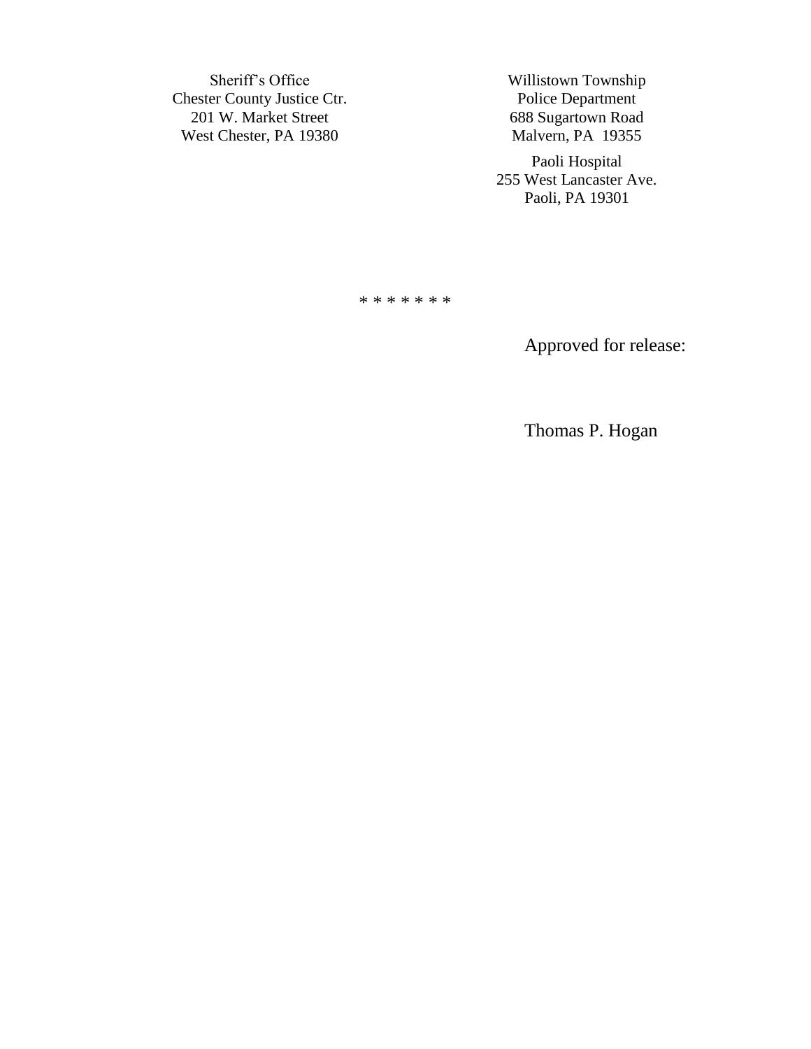Sheriff's Office
Chester County Justice Ctr.
201 W. Market Street
West Chester, PA 19380

Willistown Township
Police Department
688 Sugartown Road
Malvern, PA 19355

Paoli Hospital
255 West Lancaster Ave.
Paoli, PA 19301

* * * * * * *

Approved for release:

Thomas P. Hogan